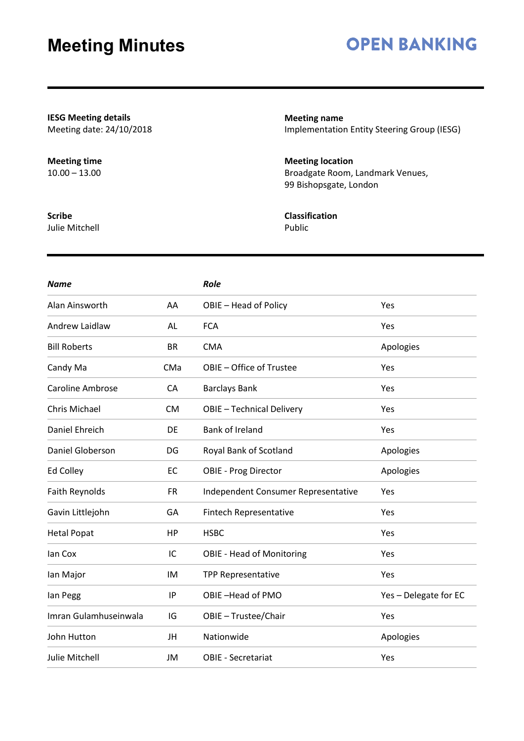# Meeting Minutes

**OPEN BANKING**

**IESG Meeting details**
Meeting date: 24/10/2018

**Meeting name**
Implementation Entity Steering Group (IESG)

**Meeting time**
10.00 – 13.00

**Meeting location**
Broadgate Room, Landmark Venues,
99 Bishopsgate, London

**Scribe**
Julie Mitchell

**Classification**
Public

| ***Name*** | | ***Role*** | |
|---|---|---|---|
| Alan Ainsworth | AA | OBIE – Head of Policy | Yes |
| Andrew Laidlaw | AL | FCA | Yes |
| Bill Roberts | BR | CMA | Apologies |
| Candy Ma | CMa | OBIE – Office of Trustee | Yes |
| Caroline Ambrose | CA | Barclays Bank | Yes |
| Chris Michael | CM | OBIE – Technical Delivery | Yes |
| Daniel Ehreich | DE | Bank of Ireland | Yes |
| Daniel Globerson | DG | Royal Bank of Scotland | Apologies |
| Ed Colley | EC | OBIE - Prog Director | Apologies |
| Faith Reynolds | FR | Independent Consumer Representative | Yes |
| Gavin Littlejohn | GA | Fintech Representative | Yes |
| Hetal Popat | HP | HSBC | Yes |
| Ian Cox | IC | OBIE - Head of Monitoring | Yes |
| Ian Major | IM | TPP Representative | Yes |
| Ian Pegg | IP | OBIE –Head of PMO | Yes – Delegate for EC |
| Imran Gulamhuseinwala | IG | OBIE – Trustee/Chair | Yes |
| John Hutton | JH | Nationwide | Apologies |
| Julie Mitchell | JM | OBIE - Secretariat | Yes |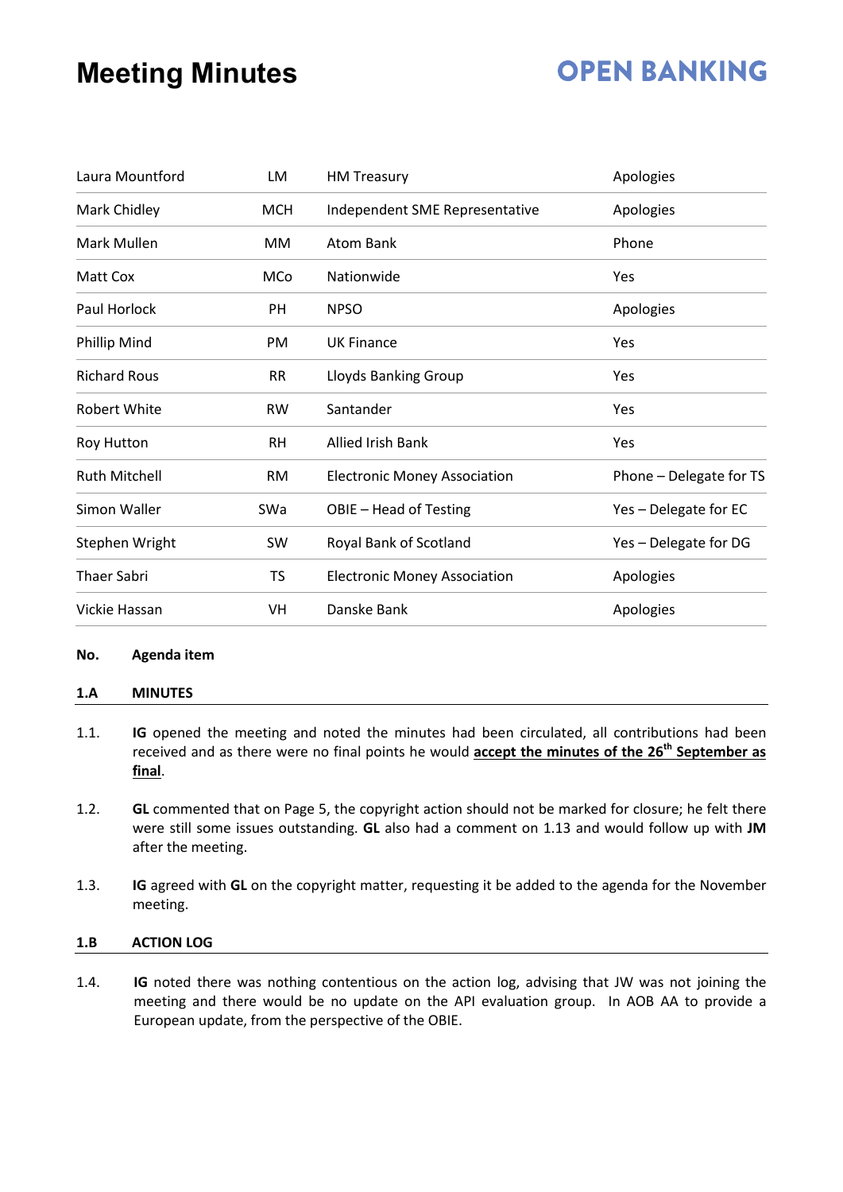# Meeting Minutes

| | | | |
|---|---|---|---|
| Laura Mountford | LM | HM Treasury | Apologies |
| Mark Chidley | MCH | Independent SME Representative | Apologies |
| Mark Mullen | MM | Atom Bank | Phone |
| Matt Cox | MCo | Nationwide | Yes |
| Paul Horlock | PH | NPSO | Apologies |
| Phillip Mind | PM | UK Finance | Yes |
| Richard Rous | RR | Lloyds Banking Group | Yes |
| Robert White | RW | Santander | Yes |
| Roy Hutton | RH | Allied Irish Bank | Yes |
| Ruth Mitchell | RM | Electronic Money Association | Phone – Delegate for TS |
| Simon Waller | SWa | OBIE – Head of Testing | Yes – Delegate for EC |
| Stephen Wright | SW | Royal Bank of Scotland | Yes – Delegate for DG |
| Thaer Sabri | TS | Electronic Money Association | Apologies |
| Vickie Hassan | VH | Danske Bank | Apologies |

**No. Agenda item**

**1.A MINUTES**

1.1. **IG** opened the meeting and noted the minutes had been circulated, all contributions had been received and as there were no final points he would **accept the minutes of the 26th September as final**.

1.2. **GL** commented that on Page 5, the copyright action should not be marked for closure; he felt there were still some issues outstanding. **GL** also had a comment on 1.13 and would follow up with **JM** after the meeting.

1.3. **IG** agreed with **GL** on the copyright matter, requesting it be added to the agenda for the November meeting.

**1.B ACTION LOG**

1.4. **IG** noted there was nothing contentious on the action log, advising that JW was not joining the meeting and there would be no update on the API evaluation group. In AOB AA to provide a European update, from the perspective of the OBIE.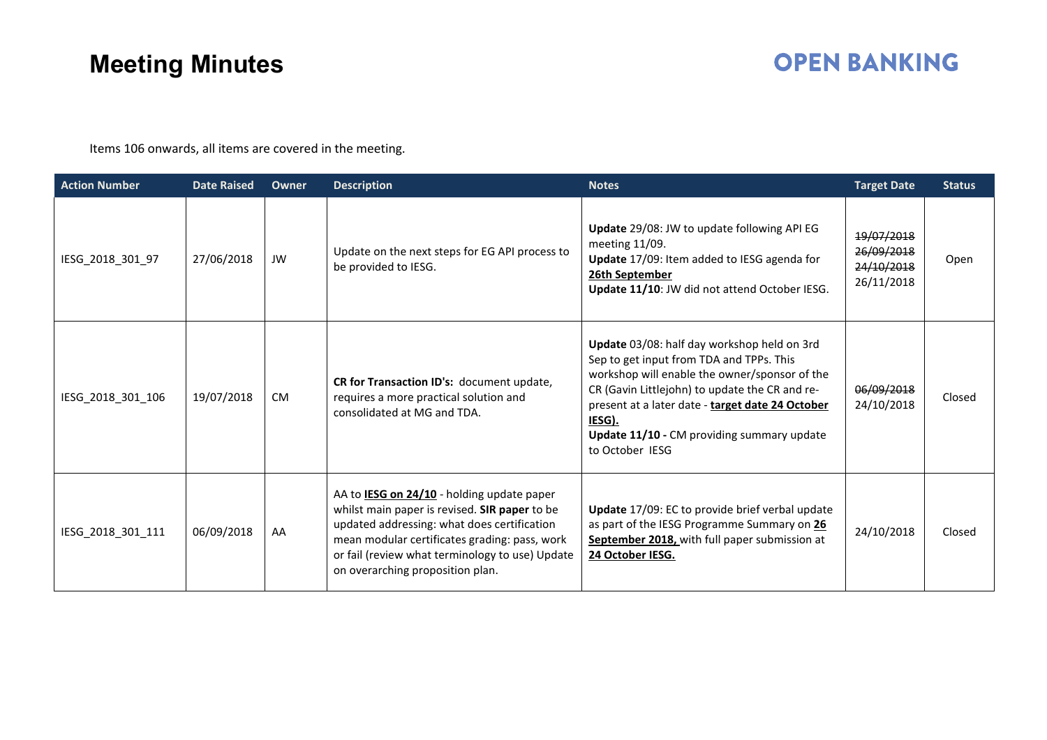# Meeting Minutes

**OPEN BANKING**

Items 106 onwards, all items are covered in the meeting.

| Action Number | Date Raised | Owner | Description | Notes | Target Date | Status |
|---|---|---|---|---|---|---|
| IESG_2018_301_97 | 27/06/2018 | JW | Update on the next steps for EG API process to be provided to IESG. | **Update** 29/08: JW to update following API EG meeting 11/09.<br>**Update** 17/09: Item added to IESG agenda for **26th September**<br>**Update 11/10**: JW did not attend October IESG. | ~~19/07/2018~~<br>~~26/09/2018~~<br>~~24/10/2018~~<br>26/11/2018 | Open |
| IESG_2018_301_106 | 19/07/2018 | CM | **CR for Transaction ID's:** document update, requires a more practical solution and consolidated at MG and TDA. | **Update** 03/08: half day workshop held on 3rd Sep to get input from TDA and TPPs. This workshop will enable the owner/sponsor of the CR (Gavin Littlejohn) to update the CR and re-present at a later date - **target date 24 October IESG).**<br>**Update 11/10 -** CM providing summary update to October IESG | ~~06/09/2018~~<br>24/10/2018 | Closed |
| IESG_2018_301_111 | 06/09/2018 | AA | AA to **IESG on 24/10** - holding update paper whilst main paper is revised. **SIR paper** to be updated addressing: what does certification mean modular certificates grading: pass, work or fail (review what terminology to use) Update on overarching proposition plan. | **Update** 17/09: EC to provide brief verbal update as part of the IESG Programme Summary on **26 September 2018,** with full paper submission at **24 October IESG.** | 24/10/2018 | Closed |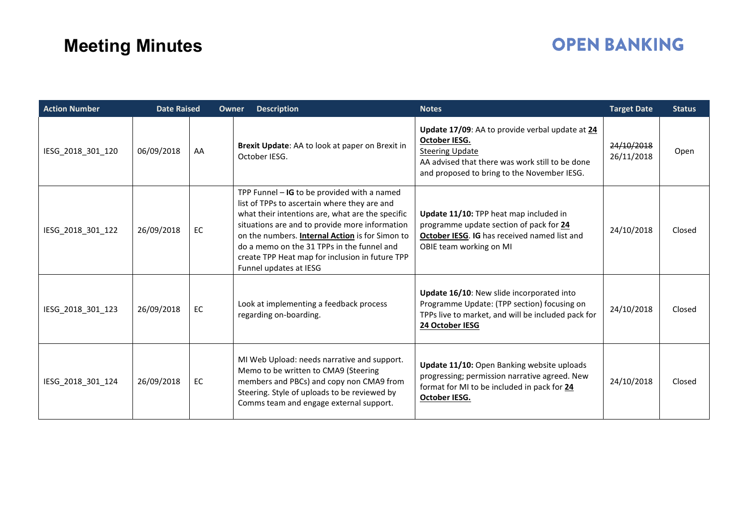# Meeting Minutes

**OPEN BANKING**

| Action Number | Date Raised | Owner | Description | Notes | Target Date | Status |
|---|---|---|---|---|---|---|
| IESG_2018_301_120 | 06/09/2018 | AA | **Brexit Update**: AA to look at paper on Brexit in October IESG. | **Update 17/09**: AA to provide verbal update at **24 October IESG.** Steering Update AA advised that there was work still to be done and proposed to bring to the November IESG. | ~~24/10/2018~~ 26/11/2018 | Open |
| IESG_2018_301_122 | 26/09/2018 | EC | TPP Funnel – **IG** to be provided with a named list of TPPs to ascertain where they are and what their intentions are, what are the specific situations are and to provide more information on the numbers. **Internal Action** is for Simon to do a memo on the 31 TPPs in the funnel and create TPP Heat map for inclusion in future TPP Funnel updates at IESG | **Update 11/10:** TPP heat map included in programme update section of pack for **24 October IESG**. **IG** has received named list and OBIE team working on MI | 24/10/2018 | Closed |
| IESG_2018_301_123 | 26/09/2018 | EC | Look at implementing a feedback process regarding on-boarding. | **Update 16/10**: New slide incorporated into Programme Update: (TPP section) focusing on TPPs live to market, and will be included pack for **24 October IESG** | 24/10/2018 | Closed |
| IESG_2018_301_124 | 26/09/2018 | EC | MI Web Upload: needs narrative and support. Memo to be written to CMA9 (Steering members and PBCs) and copy non CMA9 from Steering. Style of uploads to be reviewed by Comms team and engage external support. | **Update 11/10:** Open Banking website uploads progressing; permission narrative agreed. New format for MI to be included in pack for **24 October IESG.** | 24/10/2018 | Closed |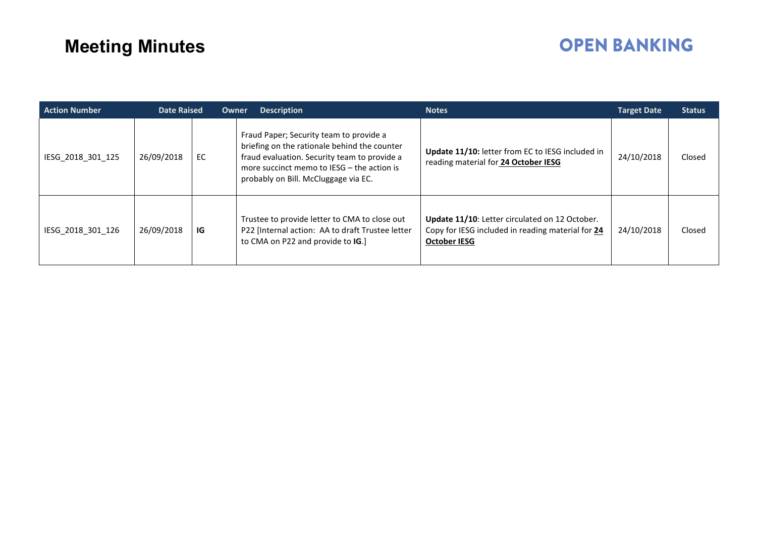# Meeting Minutes

**OPEN BANKING**

| Action Number | Date Raised | Owner | Description | Notes | Target Date | Status |
|---|---|---|---|---|---|---|
| IESG_2018_301_125 | 26/09/2018 | EC | Fraud Paper; Security team to provide a briefing on the rationale behind the counter fraud evaluation. Security team to provide a more succinct memo to IESG – the action is probably on Bill. McCluggage via EC. | **Update 11/10:** letter from EC to IESG included in reading material for **24 October IESG** | 24/10/2018 | Closed |
| IESG_2018_301_126 | 26/09/2018 | **IG** | Trustee to provide letter to CMA to close out P22 [Internal action: AA to draft Trustee letter to CMA on P22 and provide to **IG**.] | **Update 11/10**: Letter circulated on 12 October. Copy for IESG included in reading material for **24 October IESG** | 24/10/2018 | Closed |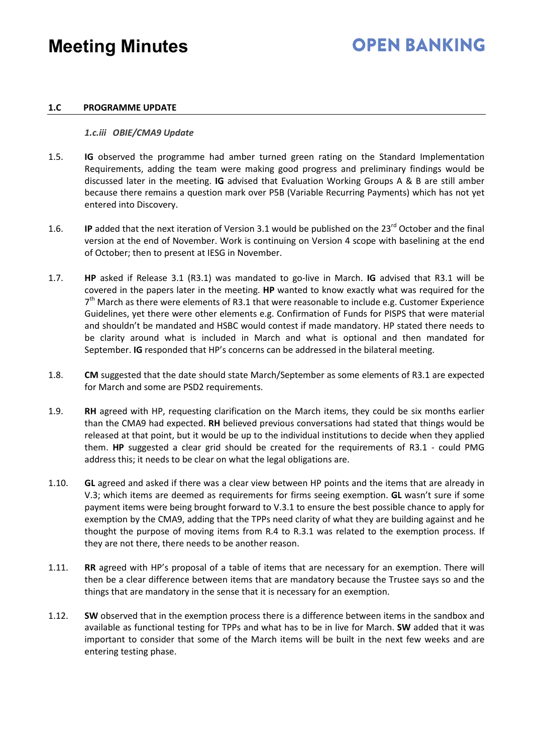### 1.C PROGRAMME UPDATE

*1.c.iii OBIE/CMA9 Update*

1.5. **IG** observed the programme had amber turned green rating on the Standard Implementation Requirements, adding the team were making good progress and preliminary findings would be discussed later in the meeting. **IG** advised that Evaluation Working Groups A & B are still amber because there remains a question mark over P5B (Variable Recurring Payments) which has not yet entered into Discovery.

1.6. **IP** added that the next iteration of Version 3.1 would be published on the 23rd October and the final version at the end of November. Work is continuing on Version 4 scope with baselining at the end of October; then to present at IESG in November.

1.7. **HP** asked if Release 3.1 (R3.1) was mandated to go-live in March. **IG** advised that R3.1 will be covered in the papers later in the meeting. **HP** wanted to know exactly what was required for the 7th March as there were elements of R3.1 that were reasonable to include e.g. Customer Experience Guidelines, yet there were other elements e.g. Confirmation of Funds for PISPS that were material and shouldn't be mandated and HSBC would contest if made mandatory. HP stated there needs to be clarity around what is included in March and what is optional and then mandated for September. **IG** responded that HP's concerns can be addressed in the bilateral meeting.

1.8. **CM** suggested that the date should state March/September as some elements of R3.1 are expected for March and some are PSD2 requirements.

1.9. **RH** agreed with HP, requesting clarification on the March items, they could be six months earlier than the CMA9 had expected. **RH** believed previous conversations had stated that things would be released at that point, but it would be up to the individual institutions to decide when they applied them. **HP** suggested a clear grid should be created for the requirements of R3.1 - could PMG address this; it needs to be clear on what the legal obligations are.

1.10. **GL** agreed and asked if there was a clear view between HP points and the items that are already in V.3; which items are deemed as requirements for firms seeing exemption. **GL** wasn't sure if some payment items were being brought forward to V.3.1 to ensure the best possible chance to apply for exemption by the CMA9, adding that the TPPs need clarity of what they are building against and he thought the purpose of moving items from R.4 to R.3.1 was related to the exemption process. If they are not there, there needs to be another reason.

1.11. **RR** agreed with HP's proposal of a table of items that are necessary for an exemption. There will then be a clear difference between items that are mandatory because the Trustee says so and the things that are mandatory in the sense that it is necessary for an exemption.

1.12. **SW** observed that in the exemption process there is a difference between items in the sandbox and available as functional testing for TPPs and what has to be in live for March. **SW** added that it was important to consider that some of the March items will be built in the next few weeks and are entering testing phase.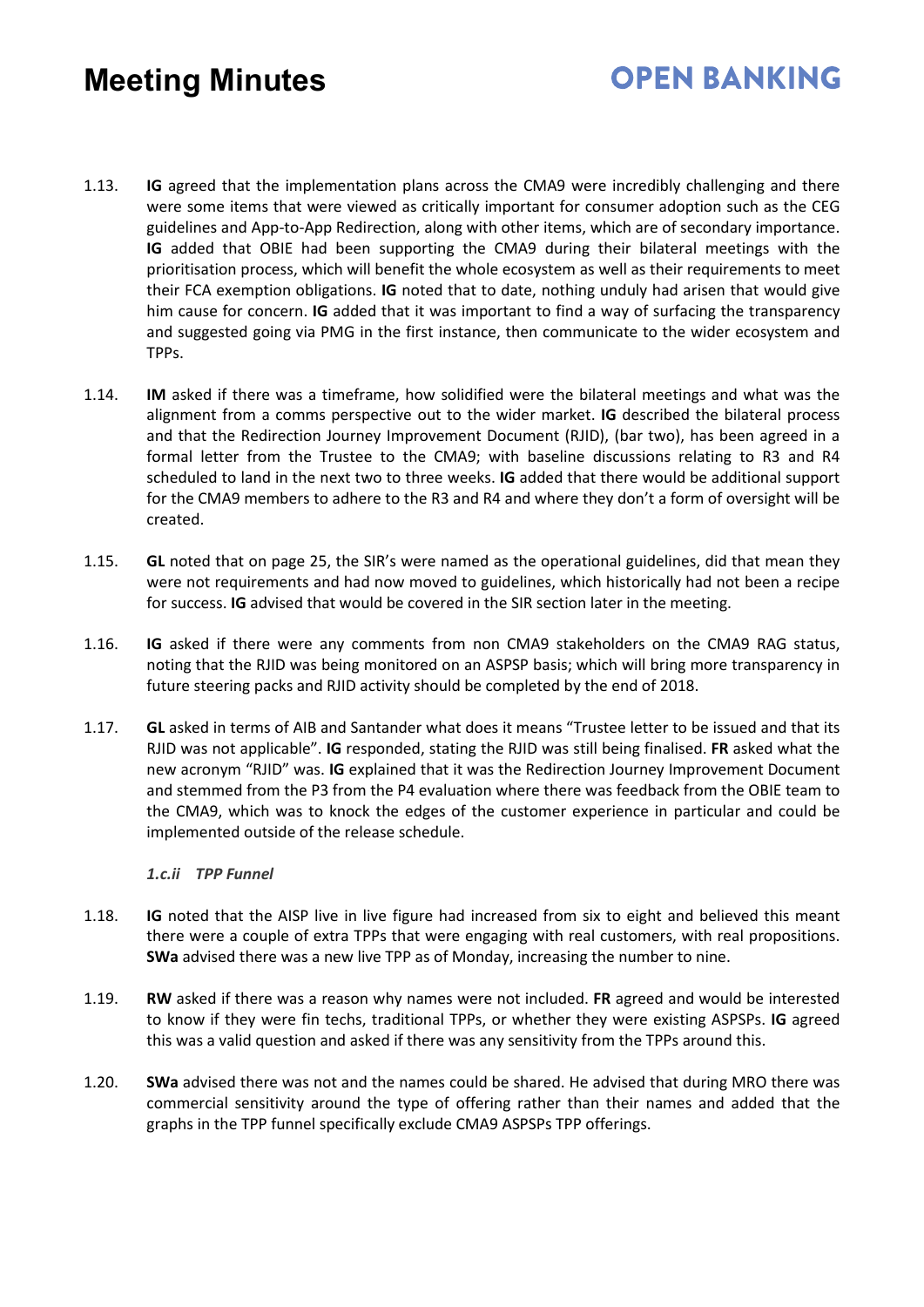1.13. **IG** agreed that the implementation plans across the CMA9 were incredibly challenging and there were some items that were viewed as critically important for consumer adoption such as the CEG guidelines and App-to-App Redirection, along with other items, which are of secondary importance. **IG** added that OBIE had been supporting the CMA9 during their bilateral meetings with the prioritisation process, which will benefit the whole ecosystem as well as their requirements to meet their FCA exemption obligations. **IG** noted that to date, nothing unduly had arisen that would give him cause for concern. **IG** added that it was important to find a way of surfacing the transparency and suggested going via PMG in the first instance, then communicate to the wider ecosystem and TPPs.

1.14. **IM** asked if there was a timeframe, how solidified were the bilateral meetings and what was the alignment from a comms perspective out to the wider market. **IG** described the bilateral process and that the Redirection Journey Improvement Document (RJID), (bar two), has been agreed in a formal letter from the Trustee to the CMA9; with baseline discussions relating to R3 and R4 scheduled to land in the next two to three weeks. **IG** added that there would be additional support for the CMA9 members to adhere to the R3 and R4 and where they don't a form of oversight will be created.

1.15. **GL** noted that on page 25, the SIR's were named as the operational guidelines, did that mean they were not requirements and had now moved to guidelines, which historically had not been a recipe for success. **IG** advised that would be covered in the SIR section later in the meeting.

1.16. **IG** asked if there were any comments from non CMA9 stakeholders on the CMA9 RAG status, noting that the RJID was being monitored on an ASPSP basis; which will bring more transparency in future steering packs and RJID activity should be completed by the end of 2018.

1.17. **GL** asked in terms of AIB and Santander what does it means "Trustee letter to be issued and that its RJID was not applicable". **IG** responded, stating the RJID was still being finalised. **FR** asked what the new acronym "RJID" was. **IG** explained that it was the Redirection Journey Improvement Document and stemmed from the P3 from the P4 evaluation where there was feedback from the OBIE team to the CMA9, which was to knock the edges of the customer experience in particular and could be implemented outside of the release schedule.

*1.c.ii TPP Funnel*

1.18. **IG** noted that the AISP live in live figure had increased from six to eight and believed this meant there were a couple of extra TPPs that were engaging with real customers, with real propositions. **SWa** advised there was a new live TPP as of Monday, increasing the number to nine.

1.19. **RW** asked if there was a reason why names were not included. **FR** agreed and would be interested to know if they were fin techs, traditional TPPs, or whether they were existing ASPSPs. **IG** agreed this was a valid question and asked if there was any sensitivity from the TPPs around this.

1.20. **SWa** advised there was not and the names could be shared. He advised that during MRO there was commercial sensitivity around the type of offering rather than their names and added that the graphs in the TPP funnel specifically exclude CMA9 ASPSPs TPP offerings.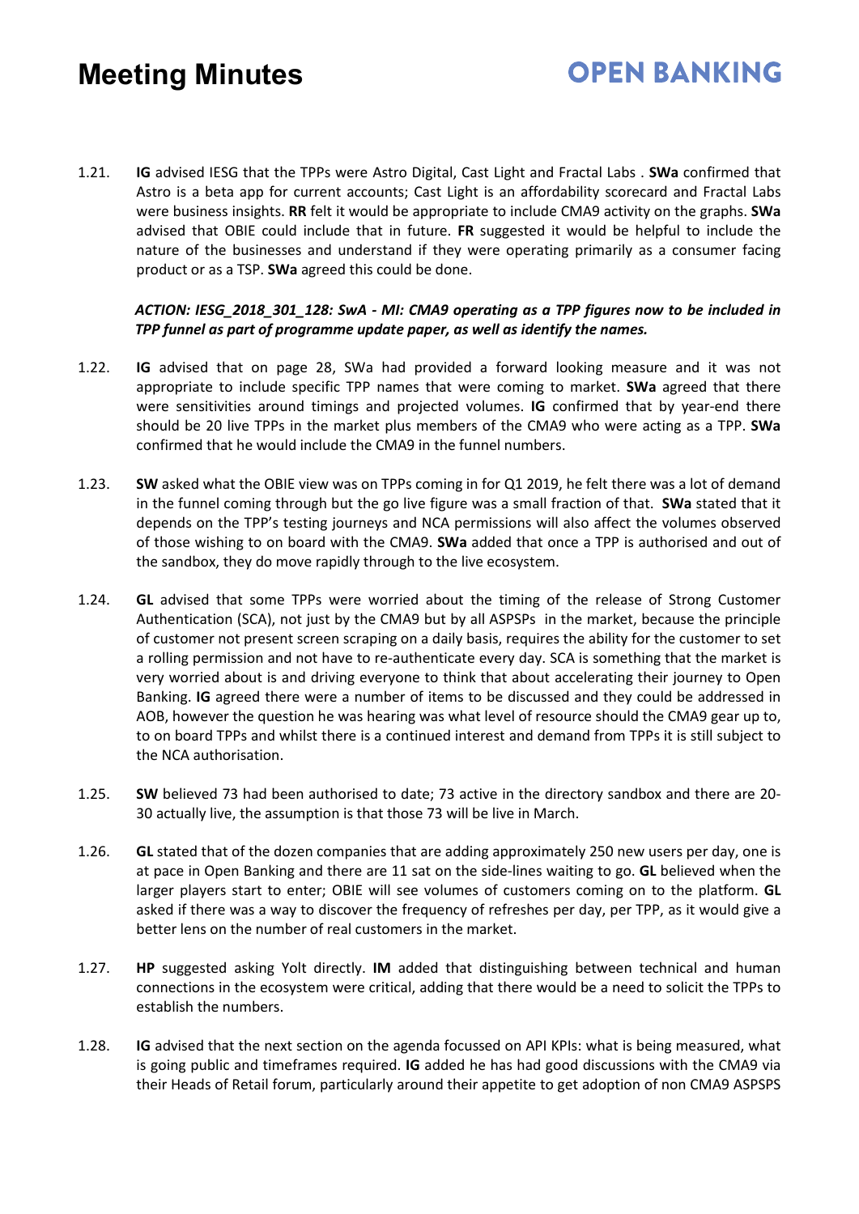1.21. **IG** advised IESG that the TPPs were Astro Digital, Cast Light and Fractal Labs . **SWa** confirmed that Astro is a beta app for current accounts; Cast Light is an affordability scorecard and Fractal Labs were business insights. **RR** felt it would be appropriate to include CMA9 activity on the graphs. **SWa** advised that OBIE could include that in future. **FR** suggested it would be helpful to include the nature of the businesses and understand if they were operating primarily as a consumer facing product or as a TSP. **SWa** agreed this could be done.

***ACTION: IESG_2018_301_128: SwA - MI: CMA9 operating as a TPP figures now to be included in TPP funnel as part of programme update paper, as well as identify the names.***

1.22. **IG** advised that on page 28, SWa had provided a forward looking measure and it was not appropriate to include specific TPP names that were coming to market. **SWa** agreed that there were sensitivities around timings and projected volumes. **IG** confirmed that by year-end there should be 20 live TPPs in the market plus members of the CMA9 who were acting as a TPP. **SWa** confirmed that he would include the CMA9 in the funnel numbers.

1.23. **SW** asked what the OBIE view was on TPPs coming in for Q1 2019, he felt there was a lot of demand in the funnel coming through but the go live figure was a small fraction of that. **SWa** stated that it depends on the TPP's testing journeys and NCA permissions will also affect the volumes observed of those wishing to on board with the CMA9. **SWa** added that once a TPP is authorised and out of the sandbox, they do move rapidly through to the live ecosystem.

1.24. **GL** advised that some TPPs were worried about the timing of the release of Strong Customer Authentication (SCA), not just by the CMA9 but by all ASPSPs in the market, because the principle of customer not present screen scraping on a daily basis, requires the ability for the customer to set a rolling permission and not have to re-authenticate every day. SCA is something that the market is very worried about is and driving everyone to think that about accelerating their journey to Open Banking. **IG** agreed there were a number of items to be discussed and they could be addressed in AOB, however the question he was hearing was what level of resource should the CMA9 gear up to, to on board TPPs and whilst there is a continued interest and demand from TPPs it is still subject to the NCA authorisation.

1.25. **SW** believed 73 had been authorised to date; 73 active in the directory sandbox and there are 20-30 actually live, the assumption is that those 73 will be live in March.

1.26. **GL** stated that of the dozen companies that are adding approximately 250 new users per day, one is at pace in Open Banking and there are 11 sat on the side-lines waiting to go. **GL** believed when the larger players start to enter; OBIE will see volumes of customers coming on to the platform. **GL** asked if there was a way to discover the frequency of refreshes per day, per TPP, as it would give a better lens on the number of real customers in the market.

1.27. **HP** suggested asking Yolt directly. **IM** added that distinguishing between technical and human connections in the ecosystem were critical, adding that there would be a need to solicit the TPPs to establish the numbers.

1.28. **IG** advised that the next section on the agenda focussed on API KPIs: what is being measured, what is going public and timeframes required. **IG** added he has had good discussions with the CMA9 via their Heads of Retail forum, particularly around their appetite to get adoption of non CMA9 ASPSPS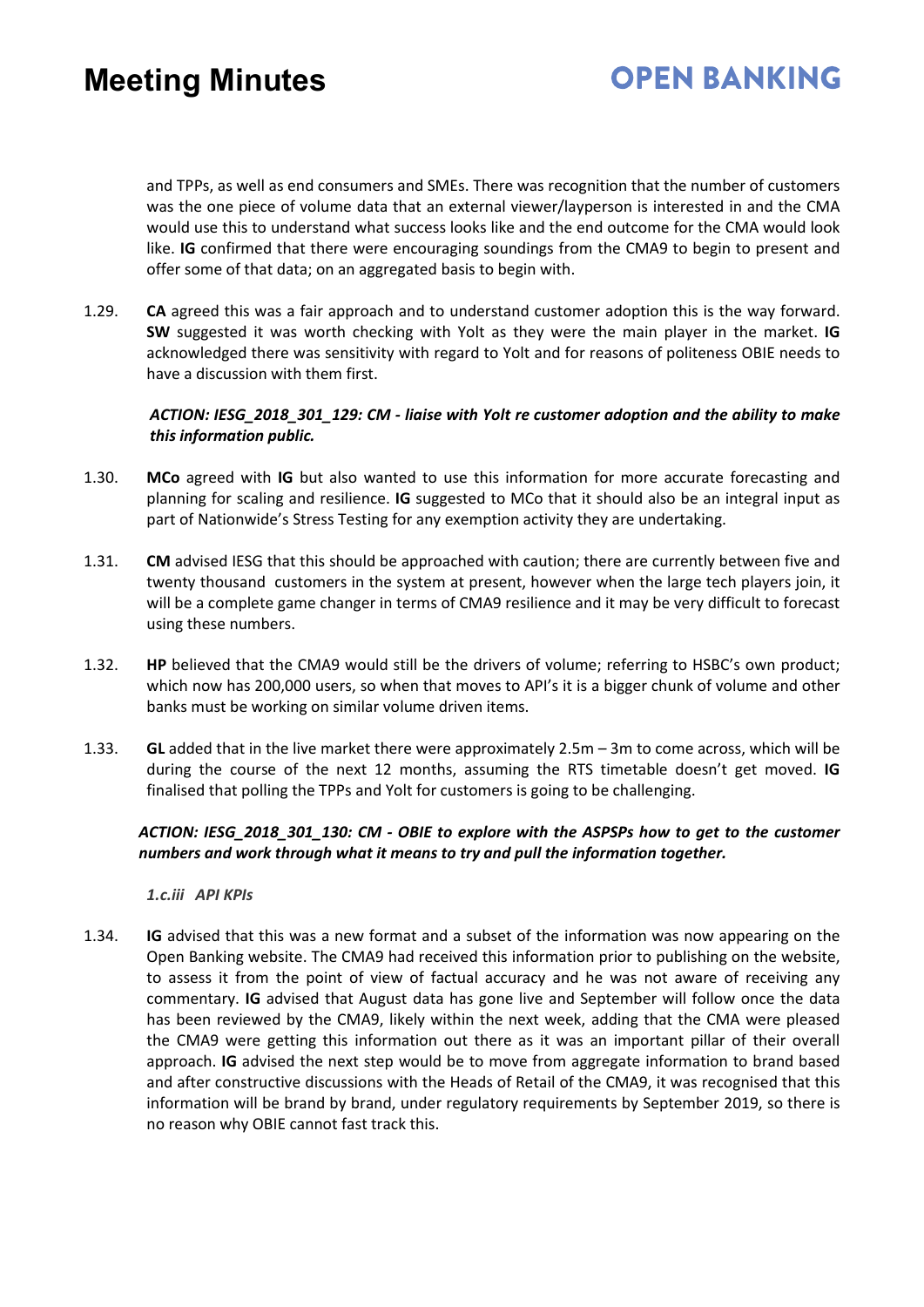and TPPs, as well as end consumers and SMEs. There was recognition that the number of customers was the one piece of volume data that an external viewer/layperson is interested in and the CMA would use this to understand what success looks like and the end outcome for the CMA would look like. **IG** confirmed that there were encouraging soundings from the CMA9 to begin to present and offer some of that data; on an aggregated basis to begin with.

1.29. **CA** agreed this was a fair approach and to understand customer adoption this is the way forward. **SW** suggested it was worth checking with Yolt as they were the main player in the market. **IG** acknowledged there was sensitivity with regard to Yolt and for reasons of politeness OBIE needs to have a discussion with them first.

***ACTION: IESG_2018_301_129: CM - liaise with Yolt re customer adoption and the ability to make this information public.***

1.30. **MCo** agreed with **IG** but also wanted to use this information for more accurate forecasting and planning for scaling and resilience. **IG** suggested to MCo that it should also be an integral input as part of Nationwide's Stress Testing for any exemption activity they are undertaking.

1.31. **CM** advised IESG that this should be approached with caution; there are currently between five and twenty thousand customers in the system at present, however when the large tech players join, it will be a complete game changer in terms of CMA9 resilience and it may be very difficult to forecast using these numbers.

1.32. **HP** believed that the CMA9 would still be the drivers of volume; referring to HSBC's own product; which now has 200,000 users, so when that moves to API's it is a bigger chunk of volume and other banks must be working on similar volume driven items.

1.33. **GL** added that in the live market there were approximately 2.5m – 3m to come across, which will be during the course of the next 12 months, assuming the RTS timetable doesn't get moved. **IG** finalised that polling the TPPs and Yolt for customers is going to be challenging.

***ACTION: IESG_2018_301_130: CM - OBIE to explore with the ASPSPs how to get to the customer numbers and work through what it means to try and pull the information together.***

*1.c.iii API KPIs*

1.34. **IG** advised that this was a new format and a subset of the information was now appearing on the Open Banking website. The CMA9 had received this information prior to publishing on the website, to assess it from the point of view of factual accuracy and he was not aware of receiving any commentary. **IG** advised that August data has gone live and September will follow once the data has been reviewed by the CMA9, likely within the next week, adding that the CMA were pleased the CMA9 were getting this information out there as it was an important pillar of their overall approach. **IG** advised the next step would be to move from aggregate information to brand based and after constructive discussions with the Heads of Retail of the CMA9, it was recognised that this information will be brand by brand, under regulatory requirements by September 2019, so there is no reason why OBIE cannot fast track this.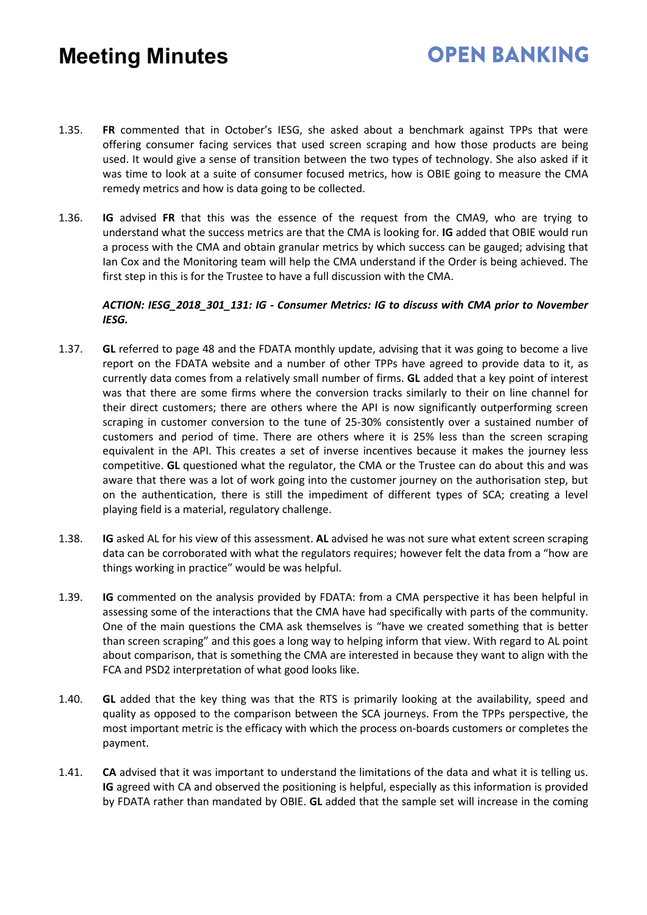1.35. **FR** commented that in October's IESG, she asked about a benchmark against TPPs that were offering consumer facing services that used screen scraping and how those products are being used. It would give a sense of transition between the two types of technology. She also asked if it was time to look at a suite of consumer focused metrics, how is OBIE going to measure the CMA remedy metrics and how is data going to be collected.

1.36. **IG** advised **FR** that this was the essence of the request from the CMA9, who are trying to understand what the success metrics are that the CMA is looking for. **IG** added that OBIE would run a process with the CMA and obtain granular metrics by which success can be gauged; advising that Ian Cox and the Monitoring team will help the CMA understand if the Order is being achieved. The first step in this is for the Trustee to have a full discussion with the CMA.

***ACTION: IESG_2018_301_131: IG - Consumer Metrics: IG to discuss with CMA prior to November IESG.***

1.37. **GL** referred to page 48 and the FDATA monthly update, advising that it was going to become a live report on the FDATA website and a number of other TPPs have agreed to provide data to it, as currently data comes from a relatively small number of firms. **GL** added that a key point of interest was that there are some firms where the conversion tracks similarly to their on line channel for their direct customers; there are others where the API is now significantly outperforming screen scraping in customer conversion to the tune of 25-30% consistently over a sustained number of customers and period of time. There are others where it is 25% less than the screen scraping equivalent in the API. This creates a set of inverse incentives because it makes the journey less competitive. **GL** questioned what the regulator, the CMA or the Trustee can do about this and was aware that there was a lot of work going into the customer journey on the authorisation step, but on the authentication, there is still the impediment of different types of SCA; creating a level playing field is a material, regulatory challenge.

1.38. **IG** asked AL for his view of this assessment. **AL** advised he was not sure what extent screen scraping data can be corroborated with what the regulators requires; however felt the data from a "how are things working in practice" would be was helpful.

1.39. **IG** commented on the analysis provided by FDATA: from a CMA perspective it has been helpful in assessing some of the interactions that the CMA have had specifically with parts of the community. One of the main questions the CMA ask themselves is "have we created something that is better than screen scraping" and this goes a long way to helping inform that view. With regard to AL point about comparison, that is something the CMA are interested in because they want to align with the FCA and PSD2 interpretation of what good looks like.

1.40. **GL** added that the key thing was that the RTS is primarily looking at the availability, speed and quality as opposed to the comparison between the SCA journeys. From the TPPs perspective, the most important metric is the efficacy with which the process on-boards customers or completes the payment.

1.41. **CA** advised that it was important to understand the limitations of the data and what it is telling us. **IG** agreed with CA and observed the positioning is helpful, especially as this information is provided by FDATA rather than mandated by OBIE. **GL** added that the sample set will increase in the coming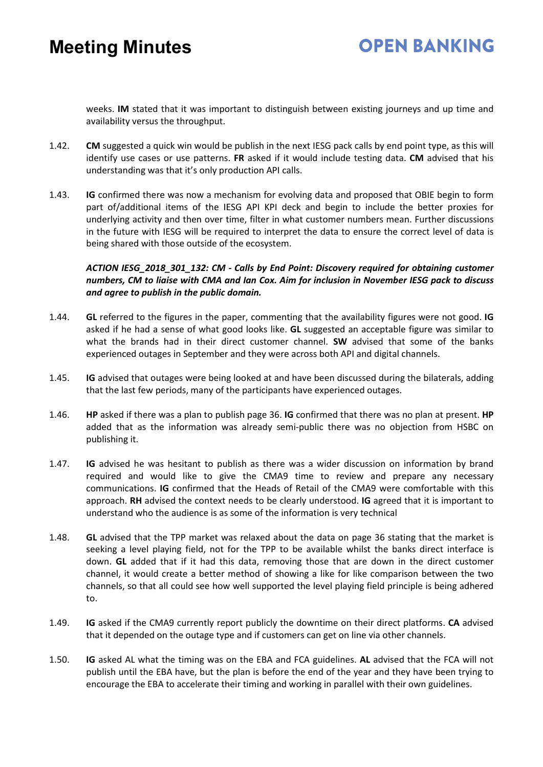weeks. **IM** stated that it was important to distinguish between existing journeys and up time and availability versus the throughput.

1.42. **CM** suggested a quick win would be publish in the next IESG pack calls by end point type, as this will identify use cases or use patterns. **FR** asked if it would include testing data. **CM** advised that his understanding was that it's only production API calls.

1.43. **IG** confirmed there was now a mechanism for evolving data and proposed that OBIE begin to form part of/additional items of the IESG API KPI deck and begin to include the better proxies for underlying activity and then over time, filter in what customer numbers mean. Further discussions in the future with IESG will be required to interpret the data to ensure the correct level of data is being shared with those outside of the ecosystem.

***ACTION IESG_2018_301_132: CM - Calls by End Point: Discovery required for obtaining customer numbers, CM to liaise with CMA and Ian Cox. Aim for inclusion in November IESG pack to discuss and agree to publish in the public domain.***

1.44. **GL** referred to the figures in the paper, commenting that the availability figures were not good. **IG** asked if he had a sense of what good looks like. **GL** suggested an acceptable figure was similar to what the brands had in their direct customer channel. **SW** advised that some of the banks experienced outages in September and they were across both API and digital channels.

1.45. **IG** advised that outages were being looked at and have been discussed during the bilaterals, adding that the last few periods, many of the participants have experienced outages.

1.46. **HP** asked if there was a plan to publish page 36. **IG** confirmed that there was no plan at present. **HP** added that as the information was already semi-public there was no objection from HSBC on publishing it.

1.47. **IG** advised he was hesitant to publish as there was a wider discussion on information by brand required and would like to give the CMA9 time to review and prepare any necessary communications. **IG** confirmed that the Heads of Retail of the CMA9 were comfortable with this approach. **RH** advised the context needs to be clearly understood. **IG** agreed that it is important to understand who the audience is as some of the information is very technical

1.48. **GL** advised that the TPP market was relaxed about the data on page 36 stating that the market is seeking a level playing field, not for the TPP to be available whilst the banks direct interface is down. **GL** added that if it had this data, removing those that are down in the direct customer channel, it would create a better method of showing a like for like comparison between the two channels, so that all could see how well supported the level playing field principle is being adhered to.

1.49. **IG** asked if the CMA9 currently report publicly the downtime on their direct platforms. **CA** advised that it depended on the outage type and if customers can get on line via other channels.

1.50. **IG** asked AL what the timing was on the EBA and FCA guidelines. **AL** advised that the FCA will not publish until the EBA have, but the plan is before the end of the year and they have been trying to encourage the EBA to accelerate their timing and working in parallel with their own guidelines.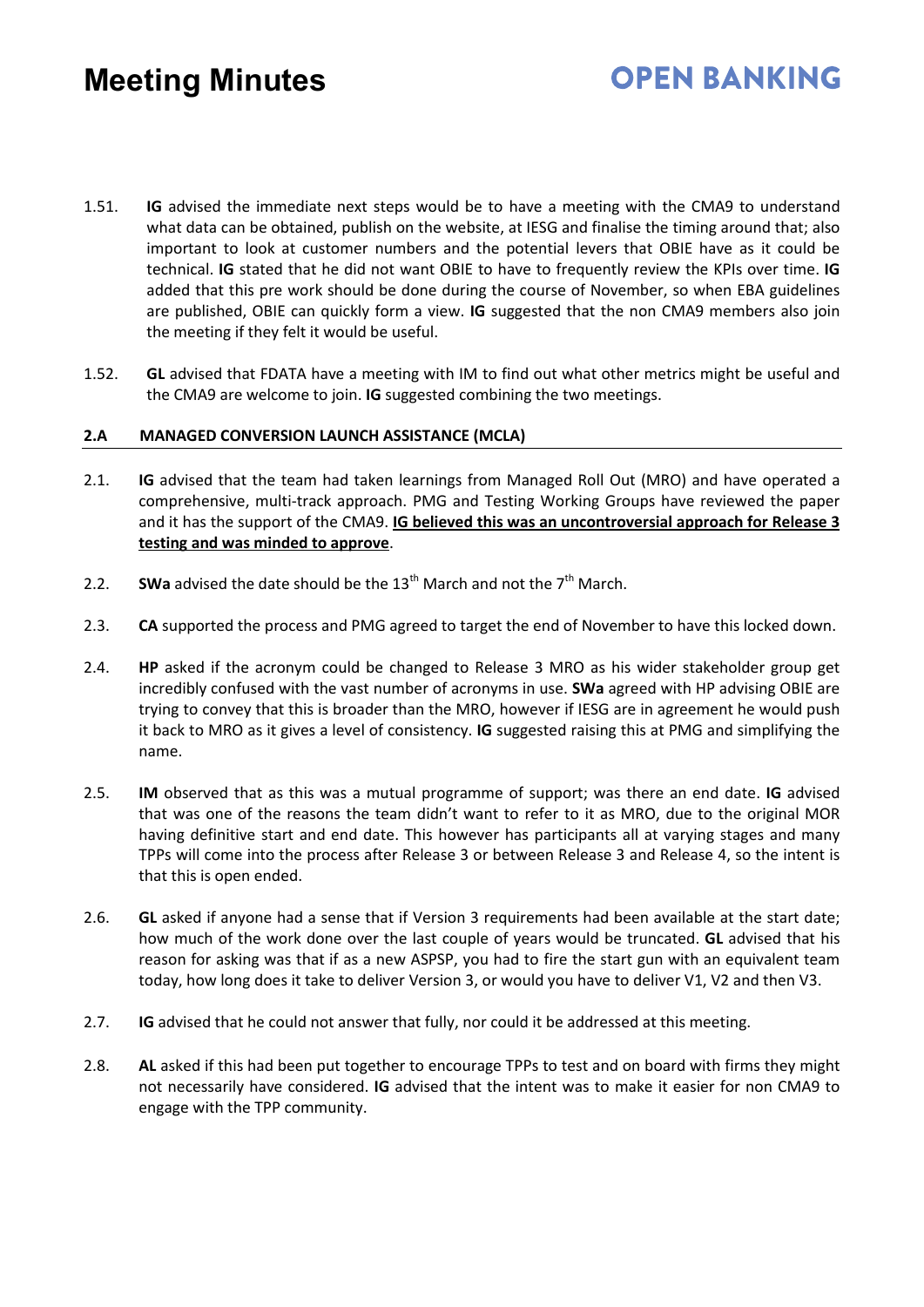1.51. **IG** advised the immediate next steps would be to have a meeting with the CMA9 to understand what data can be obtained, publish on the website, at IESG and finalise the timing around that; also important to look at customer numbers and the potential levers that OBIE have as it could be technical. **IG** stated that he did not want OBIE to have to frequently review the KPIs over time. **IG** added that this pre work should be done during the course of November, so when EBA guidelines are published, OBIE can quickly form a view. **IG** suggested that the non CMA9 members also join the meeting if they felt it would be useful.

1.52. **GL** advised that FDATA have a meeting with IM to find out what other metrics might be useful and the CMA9 are welcome to join. **IG** suggested combining the two meetings.

**2.A MANAGED CONVERSION LAUNCH ASSISTANCE (MCLA)**

2.1. **IG** advised that the team had taken learnings from Managed Roll Out (MRO) and have operated a comprehensive, multi-track approach. PMG and Testing Working Groups have reviewed the paper and it has the support of the CMA9. **<u>IG believed this was an uncontroversial approach for Release 3 testing and was minded to approve</u>**.

2.2. **SWa** advised the date should be the 13th March and not the 7th March.

2.3. **CA** supported the process and PMG agreed to target the end of November to have this locked down.

2.4. **HP** asked if the acronym could be changed to Release 3 MRO as his wider stakeholder group get incredibly confused with the vast number of acronyms in use. **SWa** agreed with HP advising OBIE are trying to convey that this is broader than the MRO, however if IESG are in agreement he would push it back to MRO as it gives a level of consistency. **IG** suggested raising this at PMG and simplifying the name.

2.5. **IM** observed that as this was a mutual programme of support; was there an end date. **IG** advised that was one of the reasons the team didn't want to refer to it as MRO, due to the original MOR having definitive start and end date. This however has participants all at varying stages and many TPPs will come into the process after Release 3 or between Release 3 and Release 4, so the intent is that this is open ended.

2.6. **GL** asked if anyone had a sense that if Version 3 requirements had been available at the start date; how much of the work done over the last couple of years would be truncated. **GL** advised that his reason for asking was that if as a new ASPSP, you had to fire the start gun with an equivalent team today, how long does it take to deliver Version 3, or would you have to deliver V1, V2 and then V3.

2.7. **IG** advised that he could not answer that fully, nor could it be addressed at this meeting.

2.8. **AL** asked if this had been put together to encourage TPPs to test and on board with firms they might not necessarily have considered. **IG** advised that the intent was to make it easier for non CMA9 to engage with the TPP community.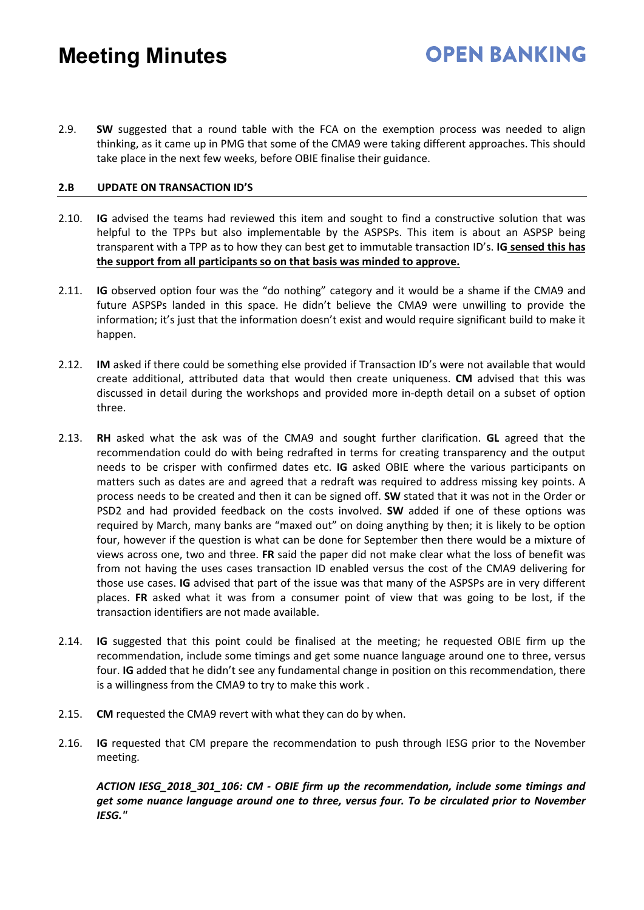2.9. **SW** suggested that a round table with the FCA on the exemption process was needed to align thinking, as it came up in PMG that some of the CMA9 were taking different approaches. This should take place in the next few weeks, before OBIE finalise their guidance.

### 2.B UPDATE ON TRANSACTION ID'S

2.10. **IG** advised the teams had reviewed this item and sought to find a constructive solution that was helpful to the TPPs but also implementable by the ASPSPs. This item is about an ASPSP being transparent with a TPP as to how they can best get to immutable transaction ID's. **IG sensed this has the support from all participants so on that basis was minded to approve.**

2.11. **IG** observed option four was the "do nothing" category and it would be a shame if the CMA9 and future ASPSPs landed in this space. He didn't believe the CMA9 were unwilling to provide the information; it's just that the information doesn't exist and would require significant build to make it happen.

2.12. **IM** asked if there could be something else provided if Transaction ID's were not available that would create additional, attributed data that would then create uniqueness. **CM** advised that this was discussed in detail during the workshops and provided more in-depth detail on a subset of option three.

2.13. **RH** asked what the ask was of the CMA9 and sought further clarification. **GL** agreed that the recommendation could do with being redrafted in terms for creating transparency and the output needs to be crisper with confirmed dates etc. **IG** asked OBIE where the various participants on matters such as dates are and agreed that a redraft was required to address missing key points. A process needs to be created and then it can be signed off. **SW** stated that it was not in the Order or PSD2 and had provided feedback on the costs involved. **SW** added if one of these options was required by March, many banks are "maxed out" on doing anything by then; it is likely to be option four, however if the question is what can be done for September then there would be a mixture of views across one, two and three. **FR** said the paper did not make clear what the loss of benefit was from not having the uses cases transaction ID enabled versus the cost of the CMA9 delivering for those use cases. **IG** advised that part of the issue was that many of the ASPSPs are in very different places. **FR** asked what it was from a consumer point of view that was going to be lost, if the transaction identifiers are not made available.

2.14. **IG** suggested that this point could be finalised at the meeting; he requested OBIE firm up the recommendation, include some timings and get some nuance language around one to three, versus four. **IG** added that he didn't see any fundamental change in position on this recommendation, there is a willingness from the CMA9 to try to make this work .

2.15. **CM** requested the CMA9 revert with what they can do by when.

2.16. **IG** requested that CM prepare the recommendation to push through IESG prior to the November meeting.

***ACTION IESG_2018_301_106: CM - OBIE firm up the recommendation, include some timings and get some nuance language around one to three, versus four. To be circulated prior to November IESG."***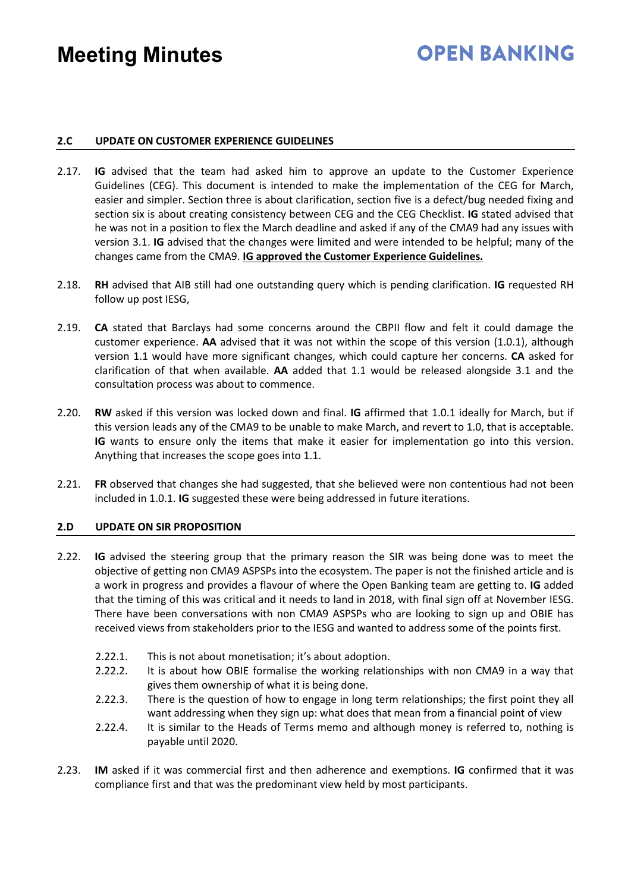### 2.C UPDATE ON CUSTOMER EXPERIENCE GUIDELINES

2.17. **IG** advised that the team had asked him to approve an update to the Customer Experience Guidelines (CEG). This document is intended to make the implementation of the CEG for March, easier and simpler. Section three is about clarification, section five is a defect/bug needed fixing and section six is about creating consistency between CEG and the CEG Checklist. **IG** stated advised that he was not in a position to flex the March deadline and asked if any of the CMA9 had any issues with version 3.1. **IG** advised that the changes were limited and were intended to be helpful; many of the changes came from the CMA9. **<u>IG approved the Customer Experience Guidelines.</u>**

2.18. **RH** advised that AIB still had one outstanding query which is pending clarification. **IG** requested RH follow up post IESG,

2.19. **CA** stated that Barclays had some concerns around the CBPII flow and felt it could damage the customer experience. **AA** advised that it was not within the scope of this version (1.0.1), although version 1.1 would have more significant changes, which could capture her concerns. **CA** asked for clarification of that when available. **AA** added that 1.1 would be released alongside 3.1 and the consultation process was about to commence.

2.20. **RW** asked if this version was locked down and final. **IG** affirmed that 1.0.1 ideally for March, but if this version leads any of the CMA9 to be unable to make March, and revert to 1.0, that is acceptable. **IG** wants to ensure only the items that make it easier for implementation go into this version. Anything that increases the scope goes into 1.1.

2.21. **FR** observed that changes she had suggested, that she believed were non contentious had not been included in 1.0.1. **IG** suggested these were being addressed in future iterations.

### 2.D UPDATE ON SIR PROPOSITION

2.22. **IG** advised the steering group that the primary reason the SIR was being done was to meet the objective of getting non CMA9 ASPSPs into the ecosystem. The paper is not the finished article and is a work in progress and provides a flavour of where the Open Banking team are getting to. **IG** added that the timing of this was critical and it needs to land in 2018, with final sign off at November IESG. There have been conversations with non CMA9 ASPSPs who are looking to sign up and OBIE has received views from stakeholders prior to the IESG and wanted to address some of the points first.

- 2.22.1. This is not about monetisation; it's about adoption.
- 2.22.2. It is about how OBIE formalise the working relationships with non CMA9 in a way that gives them ownership of what it is being done.
- 2.22.3. There is the question of how to engage in long term relationships; the first point they all want addressing when they sign up: what does that mean from a financial point of view
- 2.22.4. It is similar to the Heads of Terms memo and although money is referred to, nothing is payable until 2020.

2.23. **IM** asked if it was commercial first and then adherence and exemptions. **IG** confirmed that it was compliance first and that was the predominant view held by most participants.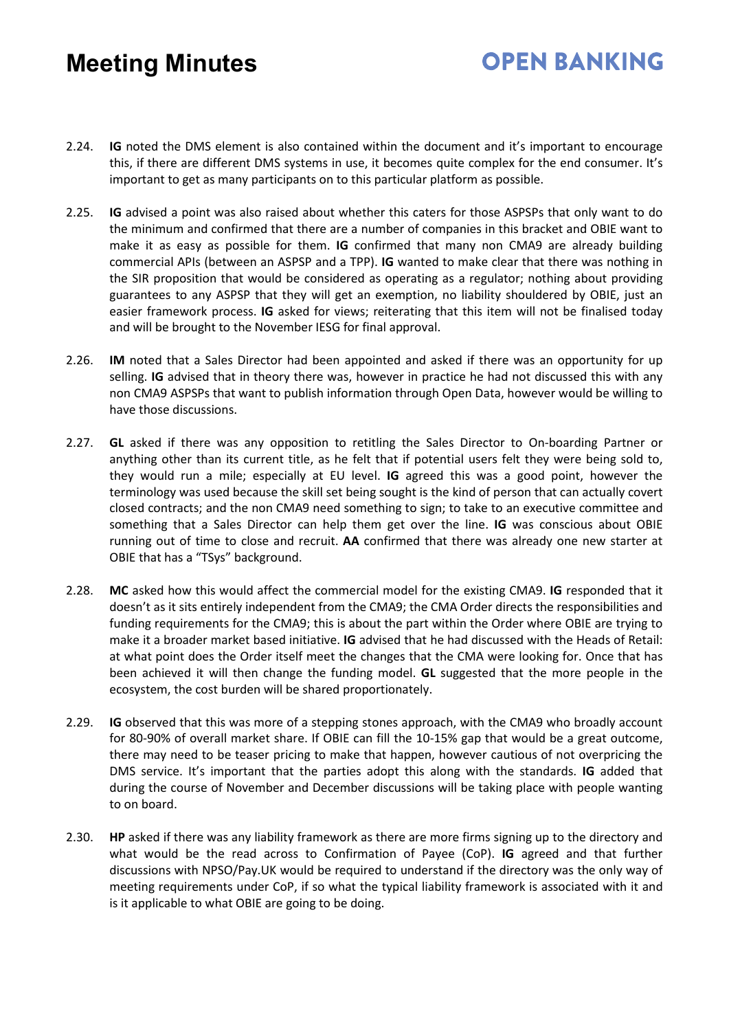2.24. **IG** noted the DMS element is also contained within the document and it's important to encourage this, if there are different DMS systems in use, it becomes quite complex for the end consumer. It's important to get as many participants on to this particular platform as possible.

2.25. **IG** advised a point was also raised about whether this caters for those ASPSPs that only want to do the minimum and confirmed that there are a number of companies in this bracket and OBIE want to make it as easy as possible for them. **IG** confirmed that many non CMA9 are already building commercial APIs (between an ASPSP and a TPP). **IG** wanted to make clear that there was nothing in the SIR proposition that would be considered as operating as a regulator; nothing about providing guarantees to any ASPSP that they will get an exemption, no liability shouldered by OBIE, just an easier framework process. **IG** asked for views; reiterating that this item will not be finalised today and will be brought to the November IESG for final approval.

2.26. **IM** noted that a Sales Director had been appointed and asked if there was an opportunity for up selling. **IG** advised that in theory there was, however in practice he had not discussed this with any non CMA9 ASPSPs that want to publish information through Open Data, however would be willing to have those discussions.

2.27. **GL** asked if there was any opposition to retitling the Sales Director to On-boarding Partner or anything other than its current title, as he felt that if potential users felt they were being sold to, they would run a mile; especially at EU level. **IG** agreed this was a good point, however the terminology was used because the skill set being sought is the kind of person that can actually covert closed contracts; and the non CMA9 need something to sign; to take to an executive committee and something that a Sales Director can help them get over the line. **IG** was conscious about OBIE running out of time to close and recruit. **AA** confirmed that there was already one new starter at OBIE that has a "TSys" background.

2.28. **MC** asked how this would affect the commercial model for the existing CMA9. **IG** responded that it doesn't as it sits entirely independent from the CMA9; the CMA Order directs the responsibilities and funding requirements for the CMA9; this is about the part within the Order where OBIE are trying to make it a broader market based initiative. **IG** advised that he had discussed with the Heads of Retail: at what point does the Order itself meet the changes that the CMA were looking for. Once that has been achieved it will then change the funding model. **GL** suggested that the more people in the ecosystem, the cost burden will be shared proportionately.

2.29. **IG** observed that this was more of a stepping stones approach, with the CMA9 who broadly account for 80-90% of overall market share. If OBIE can fill the 10-15% gap that would be a great outcome, there may need to be teaser pricing to make that happen, however cautious of not overpricing the DMS service. It's important that the parties adopt this along with the standards. **IG** added that during the course of November and December discussions will be taking place with people wanting to on board.

2.30. **HP** asked if there was any liability framework as there are more firms signing up to the directory and what would be the read across to Confirmation of Payee (CoP). **IG** agreed and that further discussions with NPSO/Pay.UK would be required to understand if the directory was the only way of meeting requirements under CoP, if so what the typical liability framework is associated with it and is it applicable to what OBIE are going to be doing.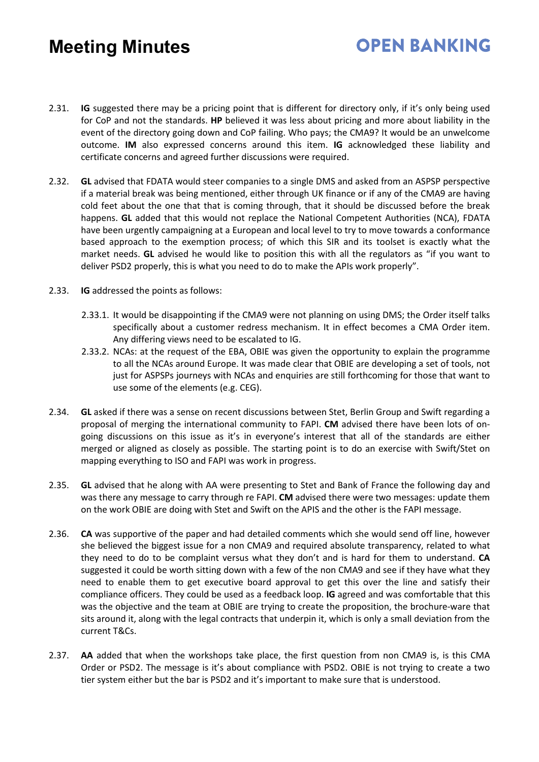2.31. **IG** suggested there may be a pricing point that is different for directory only, if it's only being used for CoP and not the standards. **HP** believed it was less about pricing and more about liability in the event of the directory going down and CoP failing. Who pays; the CMA9? It would be an unwelcome outcome. **IM** also expressed concerns around this item. **IG** acknowledged these liability and certificate concerns and agreed further discussions were required.

2.32. **GL** advised that FDATA would steer companies to a single DMS and asked from an ASPSP perspective if a material break was being mentioned, either through UK finance or if any of the CMA9 are having cold feet about the one that that is coming through, that it should be discussed before the break happens. **GL** added that this would not replace the National Competent Authorities (NCA), FDATA have been urgently campaigning at a European and local level to try to move towards a conformance based approach to the exemption process; of which this SIR and its toolset is exactly what the market needs. **GL** advised he would like to position this with all the regulators as "if you want to deliver PSD2 properly, this is what you need to do to make the APIs work properly".

2.33. **IG** addressed the points as follows:

2.33.1. It would be disappointing if the CMA9 were not planning on using DMS; the Order itself talks specifically about a customer redress mechanism. It in effect becomes a CMA Order item. Any differing views need to be escalated to IG.

2.33.2. NCAs: at the request of the EBA, OBIE was given the opportunity to explain the programme to all the NCAs around Europe. It was made clear that OBIE are developing a set of tools, not just for ASPSPs journeys with NCAs and enquiries are still forthcoming for those that want to use some of the elements (e.g. CEG).

2.34. **GL** asked if there was a sense on recent discussions between Stet, Berlin Group and Swift regarding a proposal of merging the international community to FAPI. **CM** advised there have been lots of on-going discussions on this issue as it's in everyone's interest that all of the standards are either merged or aligned as closely as possible. The starting point is to do an exercise with Swift/Stet on mapping everything to ISO and FAPI was work in progress.

2.35. **GL** advised that he along with AA were presenting to Stet and Bank of France the following day and was there any message to carry through re FAPI. **CM** advised there were two messages: update them on the work OBIE are doing with Stet and Swift on the APIS and the other is the FAPI message.

2.36. **CA** was supportive of the paper and had detailed comments which she would send off line, however she believed the biggest issue for a non CMA9 and required absolute transparency, related to what they need to do to be complaint versus what they don't and is hard for them to understand. **CA** suggested it could be worth sitting down with a few of the non CMA9 and see if they have what they need to enable them to get executive board approval to get this over the line and satisfy their compliance officers. They could be used as a feedback loop. **IG** agreed and was comfortable that this was the objective and the team at OBIE are trying to create the proposition, the brochure-ware that sits around it, along with the legal contracts that underpin it, which is only a small deviation from the current T&Cs.

2.37. **AA** added that when the workshops take place, the first question from non CMA9 is, is this CMA Order or PSD2. The message is it's about compliance with PSD2. OBIE is not trying to create a two tier system either but the bar is PSD2 and it's important to make sure that is understood.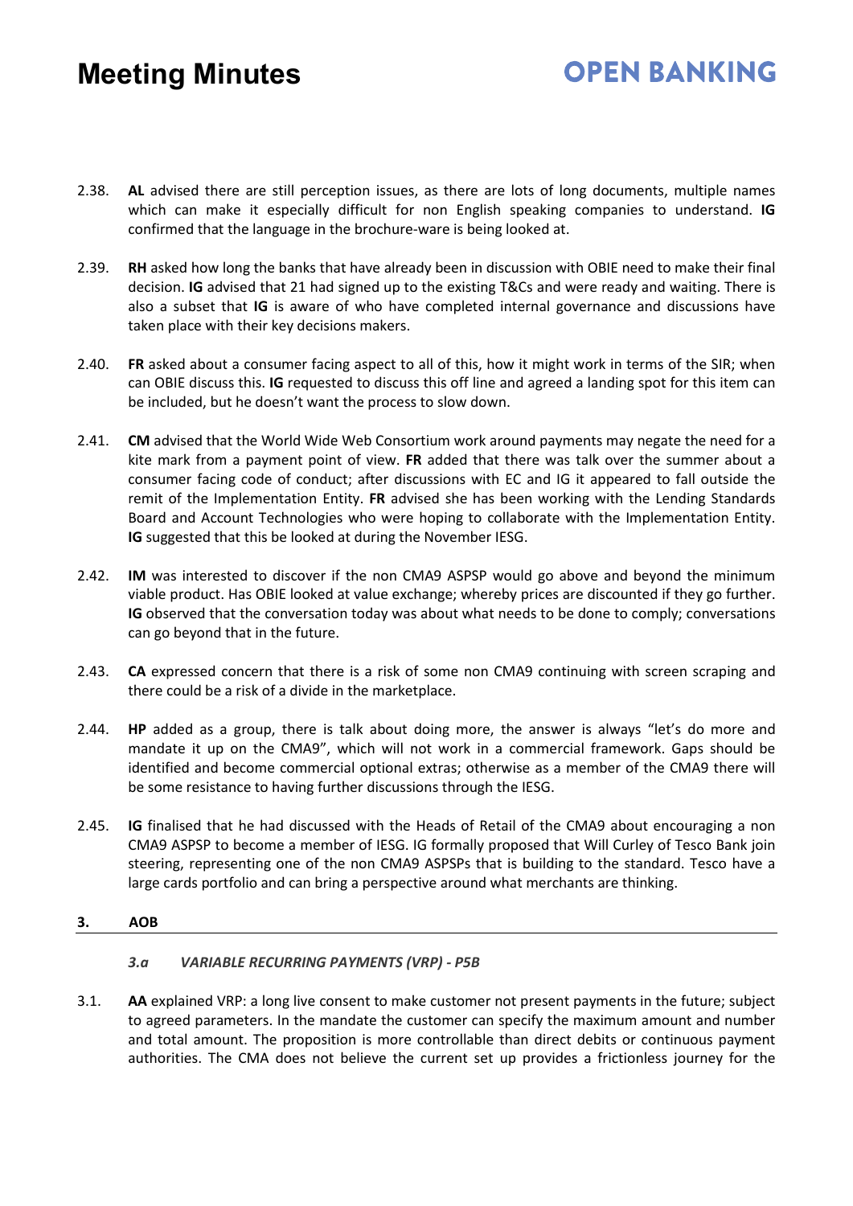2.38. **AL** advised there are still perception issues, as there are lots of long documents, multiple names which can make it especially difficult for non English speaking companies to understand. **IG** confirmed that the language in the brochure-ware is being looked at.

2.39. **RH** asked how long the banks that have already been in discussion with OBIE need to make their final decision. **IG** advised that 21 had signed up to the existing T&Cs and were ready and waiting. There is also a subset that **IG** is aware of who have completed internal governance and discussions have taken place with their key decisions makers.

2.40. **FR** asked about a consumer facing aspect to all of this, how it might work in terms of the SIR; when can OBIE discuss this. **IG** requested to discuss this off line and agreed a landing spot for this item can be included, but he doesn't want the process to slow down.

2.41. **CM** advised that the World Wide Web Consortium work around payments may negate the need for a kite mark from a payment point of view. **FR** added that there was talk over the summer about a consumer facing code of conduct; after discussions with EC and IG it appeared to fall outside the remit of the Implementation Entity. **FR** advised she has been working with the Lending Standards Board and Account Technologies who were hoping to collaborate with the Implementation Entity. **IG** suggested that this be looked at during the November IESG.

2.42. **IM** was interested to discover if the non CMA9 ASPSP would go above and beyond the minimum viable product. Has OBIE looked at value exchange; whereby prices are discounted if they go further. **IG** observed that the conversation today was about what needs to be done to comply; conversations can go beyond that in the future.

2.43. **CA** expressed concern that there is a risk of some non CMA9 continuing with screen scraping and there could be a risk of a divide in the marketplace.

2.44. **HP** added as a group, there is talk about doing more, the answer is always "let's do more and mandate it up on the CMA9", which will not work in a commercial framework. Gaps should be identified and become commercial optional extras; otherwise as a member of the CMA9 there will be some resistance to having further discussions through the IESG.

2.45. **IG** finalised that he had discussed with the Heads of Retail of the CMA9 about encouraging a non CMA9 ASPSP to become a member of IESG. IG formally proposed that Will Curley of Tesco Bank join steering, representing one of the non CMA9 ASPSPs that is building to the standard. Tesco have a large cards portfolio and can bring a perspective around what merchants are thinking.

## 3. AOB

### *3.a VARIABLE RECURRING PAYMENTS (VRP) - P5B*

3.1. **AA** explained VRP: a long live consent to make customer not present payments in the future; subject to agreed parameters. In the mandate the customer can specify the maximum amount and number and total amount. The proposition is more controllable than direct debits or continuous payment authorities. The CMA does not believe the current set up provides a frictionless journey for the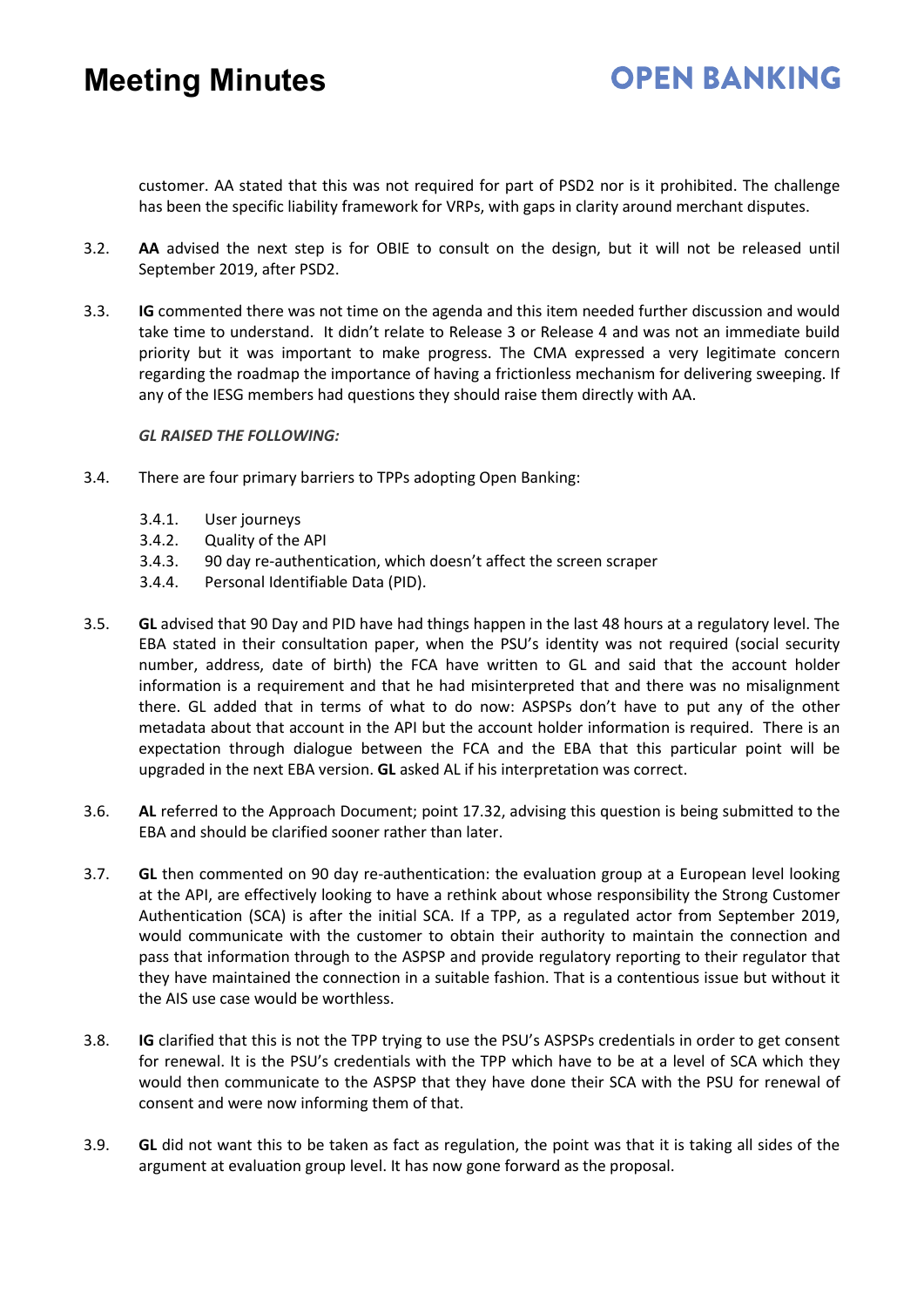customer. AA stated that this was not required for part of PSD2 nor is it prohibited. The challenge has been the specific liability framework for VRPs, with gaps in clarity around merchant disputes.

3.2. **AA** advised the next step is for OBIE to consult on the design, but it will not be released until September 2019, after PSD2.

3.3. **IG** commented there was not time on the agenda and this item needed further discussion and would take time to understand. It didn't relate to Release 3 or Release 4 and was not an immediate build priority but it was important to make progress. The CMA expressed a very legitimate concern regarding the roadmap the importance of having a frictionless mechanism for delivering sweeping. If any of the IESG members had questions they should raise them directly with AA.

***GL RAISED THE FOLLOWING:***

3.4. There are four primary barriers to TPPs adopting Open Banking:

- 3.4.1. User journeys
- 3.4.2. Quality of the API
- 3.4.3. 90 day re-authentication, which doesn't affect the screen scraper
- 3.4.4. Personal Identifiable Data (PID).

3.5. **GL** advised that 90 Day and PID have had things happen in the last 48 hours at a regulatory level. The EBA stated in their consultation paper, when the PSU's identity was not required (social security number, address, date of birth) the FCA have written to GL and said that the account holder information is a requirement and that he had misinterpreted that and there was no misalignment there. GL added that in terms of what to do now: ASPSPs don't have to put any of the other metadata about that account in the API but the account holder information is required. There is an expectation through dialogue between the FCA and the EBA that this particular point will be upgraded in the next EBA version. **GL** asked AL if his interpretation was correct.

3.6. **AL** referred to the Approach Document; point 17.32, advising this question is being submitted to the EBA and should be clarified sooner rather than later.

3.7. **GL** then commented on 90 day re-authentication: the evaluation group at a European level looking at the API, are effectively looking to have a rethink about whose responsibility the Strong Customer Authentication (SCA) is after the initial SCA. If a TPP, as a regulated actor from September 2019, would communicate with the customer to obtain their authority to maintain the connection and pass that information through to the ASPSP and provide regulatory reporting to their regulator that they have maintained the connection in a suitable fashion. That is a contentious issue but without it the AIS use case would be worthless.

3.8. **IG** clarified that this is not the TPP trying to use the PSU's ASPSPs credentials in order to get consent for renewal. It is the PSU's credentials with the TPP which have to be at a level of SCA which they would then communicate to the ASPSP that they have done their SCA with the PSU for renewal of consent and were now informing them of that.

3.9. **GL** did not want this to be taken as fact as regulation, the point was that it is taking all sides of the argument at evaluation group level. It has now gone forward as the proposal.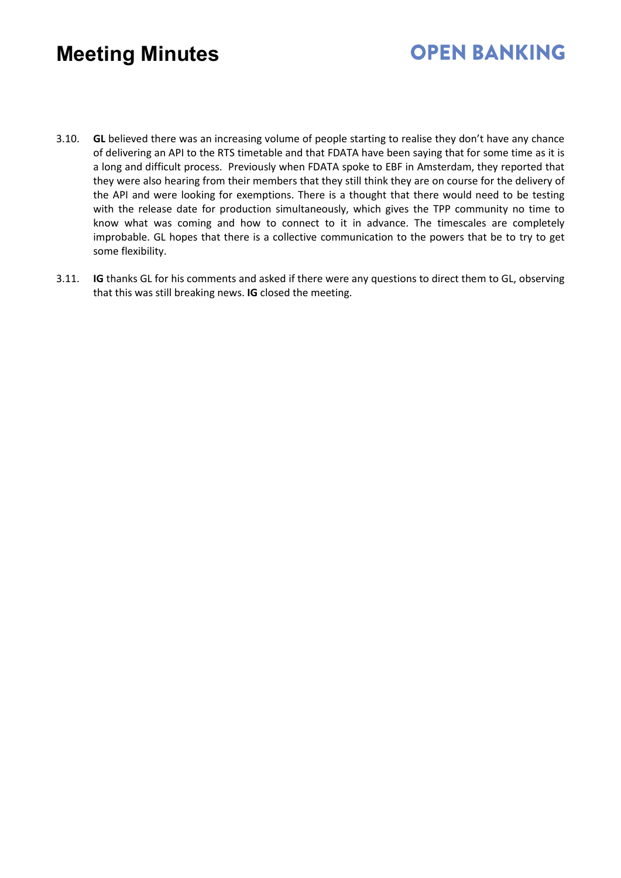3.10. **GL** believed there was an increasing volume of people starting to realise they don't have any chance of delivering an API to the RTS timetable and that FDATA have been saying that for some time as it is a long and difficult process. Previously when FDATA spoke to EBF in Amsterdam, they reported that they were also hearing from their members that they still think they are on course for the delivery of the API and were looking for exemptions. There is a thought that there would need to be testing with the release date for production simultaneously, which gives the TPP community no time to know what was coming and how to connect to it in advance. The timescales are completely improbable. GL hopes that there is a collective communication to the powers that be to try to get some flexibility.

3.11. **IG** thanks GL for his comments and asked if there were any questions to direct them to GL, observing that this was still breaking news. **IG** closed the meeting.